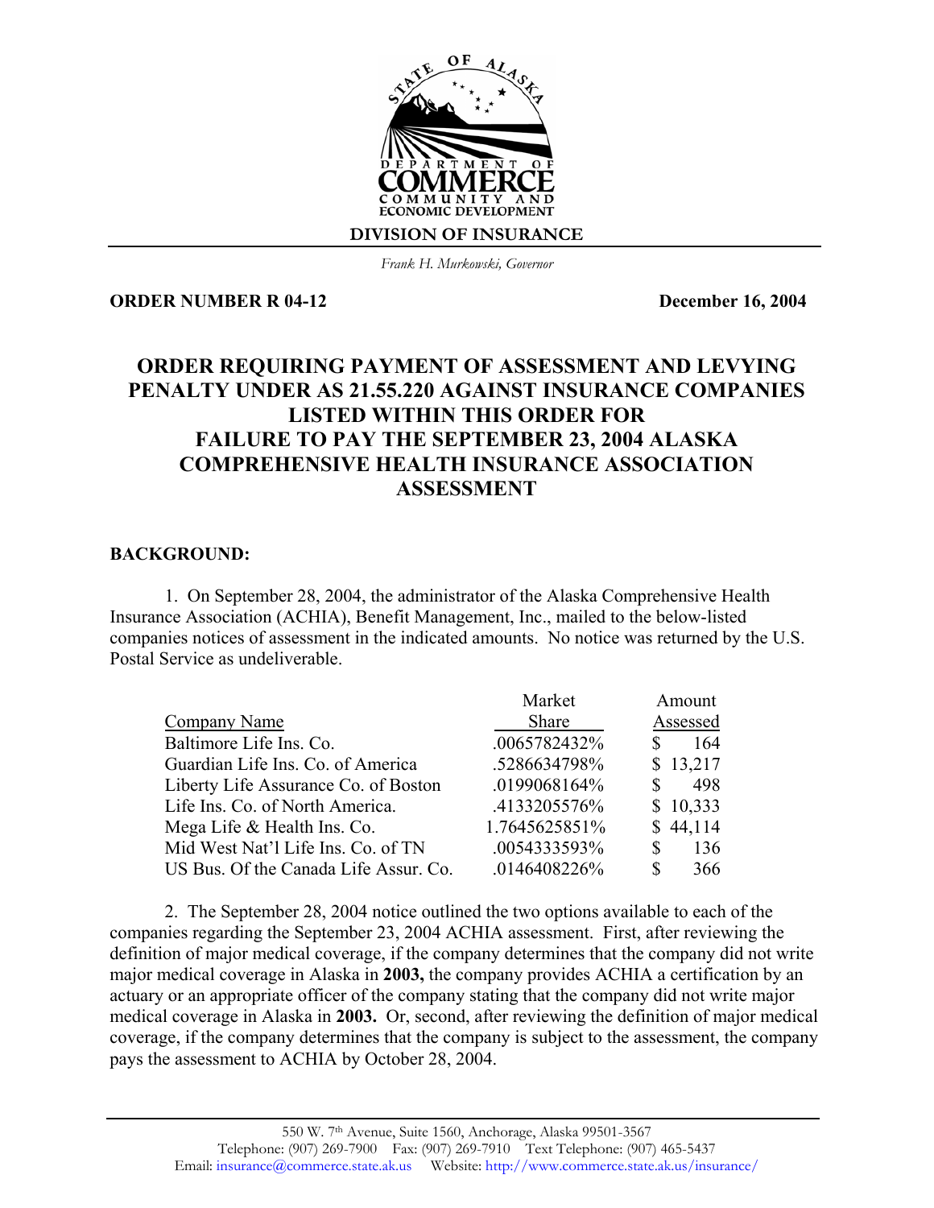DEPARTMENT OF COMMERCE COMMUNITY AND ECONOMIC DEVELOPMENT

DIVISION OF INSURANCE

*Frank H. Murkowski, Governor*

**ORDER NUMBER R 04-12** **December 16, 2004**

# ORDER REQUIRING PAYMENT OF ASSESSMENT AND LEVYING PENALTY UNDER AS 21.55.220 AGAINST INSURANCE COMPANIES LISTED WITHIN THIS ORDER FOR FAILURE TO PAY THE SEPTEMBER 23, 2004 ALASKA COMPREHENSIVE HEALTH INSURANCE ASSOCIATION ASSESSMENT

**BACKGROUND:**

1. On September 28, 2004, the administrator of the Alaska Comprehensive Health Insurance Association (ACHIA), Benefit Management, Inc., mailed to the below-listed companies notices of assessment in the indicated amounts. No notice was returned by the U.S. Postal Service as undeliverable.

| Company Name | Market Share | Amount Assessed |
|---|---|---|
| Baltimore Life Ins. Co. | .0065782432% | $ 164 |
| Guardian Life Ins. Co. of America | .5286634798% | $ 13,217 |
| Liberty Life Assurance Co. of Boston | .0199068164% | $ 498 |
| Life Ins. Co. of North America. | .4133205576% | $ 10,333 |
| Mega Life & Health Ins. Co. | 1.7645625851% | $ 44,114 |
| Mid West Nat'l Life Ins. Co. of TN | .0054333593% | $ 136 |
| US Bus. Of the Canada Life Assur. Co. | .0146408226% | $ 366 |

2. The September 28, 2004 notice outlined the two options available to each of the companies regarding the September 23, 2004 ACHIA assessment. First, after reviewing the definition of major medical coverage, if the company determines that the company did not write major medical coverage in Alaska in **2003,** the company provides ACHIA a certification by an actuary or an appropriate officer of the company stating that the company did not write major medical coverage in Alaska in **2003.** Or, second, after reviewing the definition of major medical coverage, if the company determines that the company is subject to the assessment, the company pays the assessment to ACHIA by October 28, 2004.

550 W. 7th Avenue, Suite 1560, Anchorage, Alaska 99501-3567
Telephone: (907) 269-7900 Fax: (907) 269-7910 Text Telephone: (907) 465-5437
Email: insurance@commerce.state.ak.us Website: http://www.commerce.state.ak.us/insurance/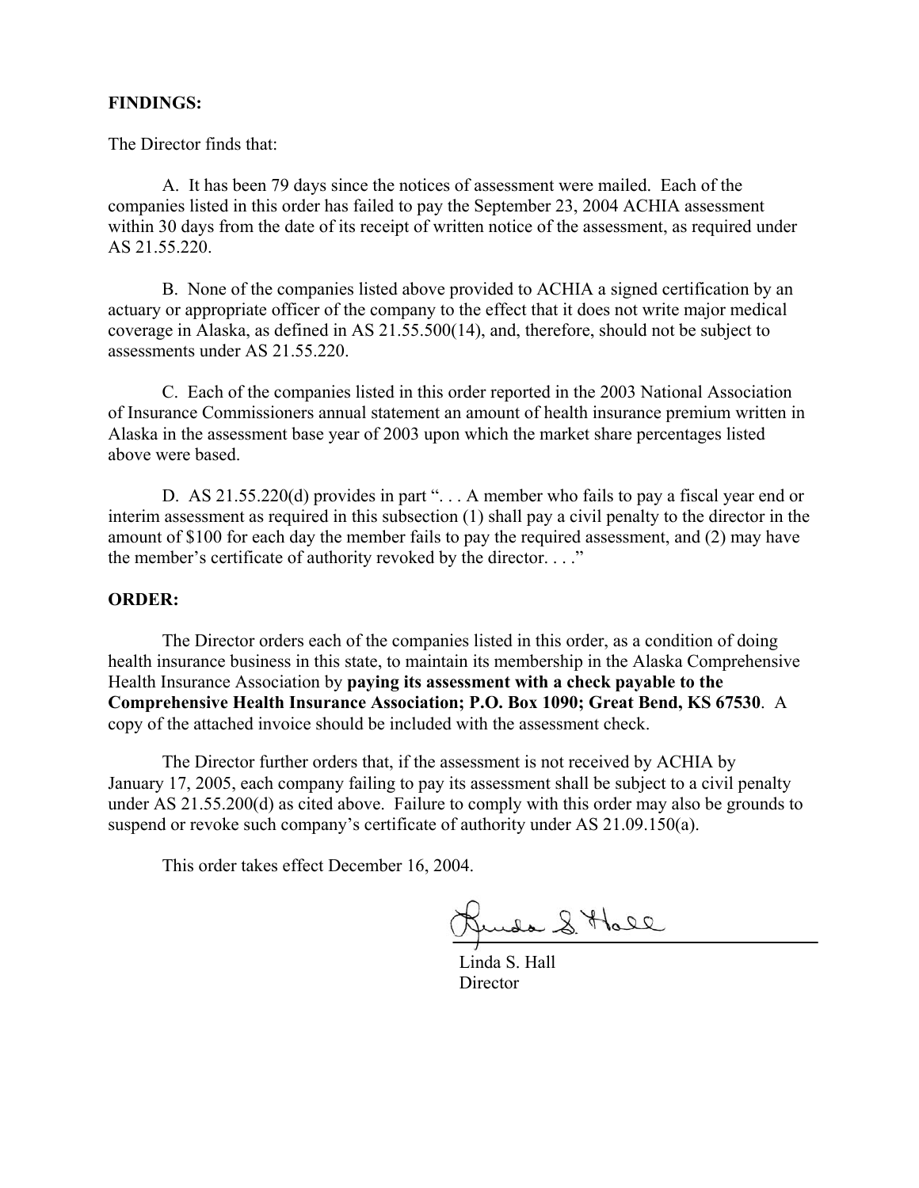**FINDINGS:**

The Director finds that:

A. It has been 79 days since the notices of assessment were mailed. Each of the companies listed in this order has failed to pay the September 23, 2004 ACHIA assessment within 30 days from the date of its receipt of written notice of the assessment, as required under AS 21.55.220.

B. None of the companies listed above provided to ACHIA a signed certification by an actuary or appropriate officer of the company to the effect that it does not write major medical coverage in Alaska, as defined in AS 21.55.500(14), and, therefore, should not be subject to assessments under AS 21.55.220.

C. Each of the companies listed in this order reported in the 2003 National Association of Insurance Commissioners annual statement an amount of health insurance premium written in Alaska in the assessment base year of 2003 upon which the market share percentages listed above were based.

D. AS 21.55.220(d) provides in part ". . . A member who fails to pay a fiscal year end or interim assessment as required in this subsection (1) shall pay a civil penalty to the director in the amount of $100 for each day the member fails to pay the required assessment, and (2) may have the member's certificate of authority revoked by the director. . . ."

**ORDER:**

The Director orders each of the companies listed in this order, as a condition of doing health insurance business in this state, to maintain its membership in the Alaska Comprehensive Health Insurance Association by **paying its assessment with a check payable to the Comprehensive Health Insurance Association; P.O. Box 1090; Great Bend, KS 67530**. A copy of the attached invoice should be included with the assessment check.

The Director further orders that, if the assessment is not received by ACHIA by January 17, 2005, each company failing to pay its assessment shall be subject to a civil penalty under AS 21.55.200(d) as cited above. Failure to comply with this order may also be grounds to suspend or revoke such company's certificate of authority under AS 21.09.150(a).

This order takes effect December 16, 2004.

Linda S. Hall
Director